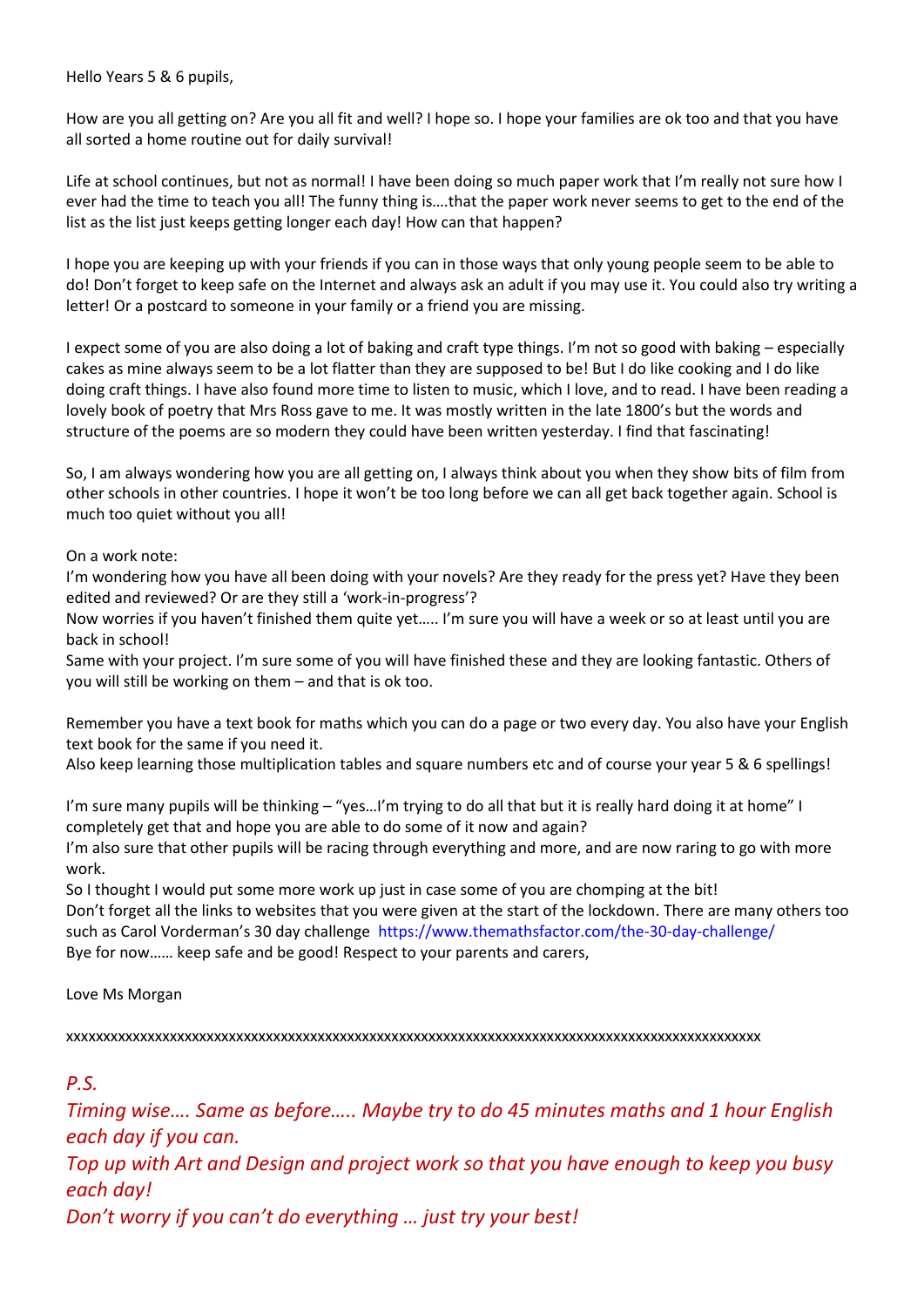Hello Years 5 & 6 pupils,

How are you all getting on? Are you all fit and well? I hope so. I hope your families are ok too and that you have all sorted a home routine out for daily survival!

Life at school continues, but not as normal! I have been doing so much paper work that I'm really not sure how I ever had the time to teach you all! The funny thing is….that the paper work never seems to get to the end of the list as the list just keeps getting longer each day! How can that happen?

I hope you are keeping up with your friends if you can in those ways that only young people seem to be able to do! Don't forget to keep safe on the Internet and always ask an adult if you may use it. You could also try writing a letter! Or a postcard to someone in your family or a friend you are missing.

I expect some of you are also doing a lot of baking and craft type things. I'm not so good with baking – especially cakes as mine always seem to be a lot flatter than they are supposed to be! But I do like cooking and I do like doing craft things. I have also found more time to listen to music, which I love, and to read. I have been reading a lovely book of poetry that Mrs Ross gave to me. It was mostly written in the late 1800's but the words and structure of the poems are so modern they could have been written yesterday. I find that fascinating!

So, I am always wondering how you are all getting on, I always think about you when they show bits of film from other schools in other countries. I hope it won't be too long before we can all get back together again. School is much too quiet without you all!

On a work note:
I'm wondering how you have all been doing with your novels? Are they ready for the press yet? Have they been edited and reviewed? Or are they still a 'work-in-progress'?
Now worries if you haven't finished them quite yet….. I'm sure you will have a week or so at least until you are back in school!
Same with your project. I'm sure some of you will have finished these and they are looking fantastic. Others of you will still be working on them – and that is ok too.

Remember you have a text book for maths which you can do a page or two every day. You also have your English text book for the same if you need it.
Also keep learning those multiplication tables and square numbers etc and of course your year 5 & 6 spellings!

I'm sure many pupils will be thinking – "yes…I'm trying to do all that but it is really hard doing it at home" I completely get that and hope you are able to do some of it now and again?
I'm also sure that other pupils will be racing through everything and more, and are now raring to go with more work.
So I thought I would put some more work up just in case some of you are chomping at the bit!
Don't forget all the links to websites that you were given at the start of the lockdown. There are many others too such as Carol Vorderman's 30 day challenge https://www.themathsfactor.com/the-30-day-challenge/
Bye for now…… keep safe and be good! Respect to your parents and carers,

Love Ms Morgan

xxxxxxxxxxxxxxxxxxxxxxxxxxxxxxxxxxxxxxxxxxxxxxxxxxxxxxxxxxxxxxxxxxxxxxxxxxxxxxxxxxxxxxxxxxxxxxxxxxx

*P.S.*

*Timing wise…. Same as before….. Maybe try to do 45 minutes maths and 1 hour English each day if you can.*

*Top up with Art and Design and project work so that you have enough to keep you busy each day!*

*Don't worry if you can't do everything … just try your best!*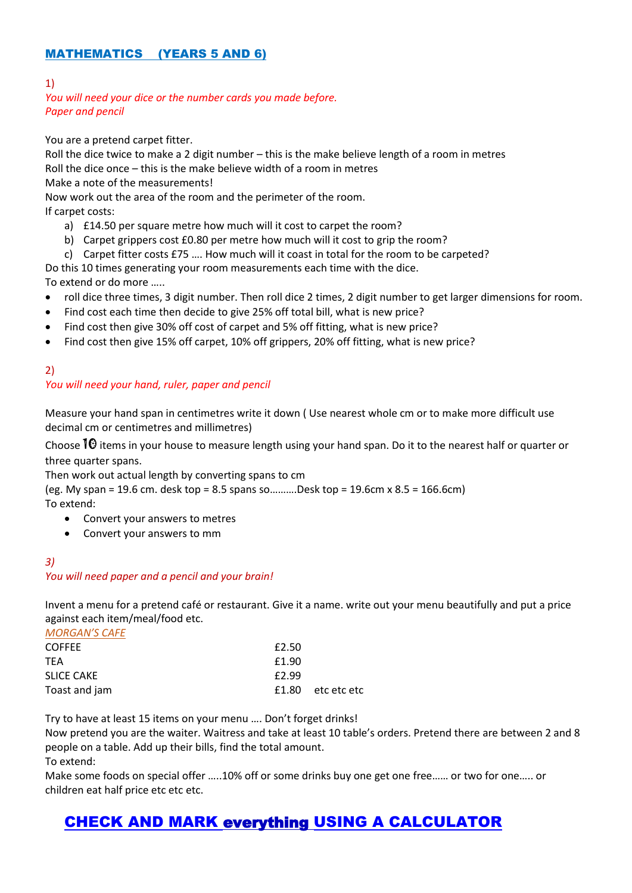## MATHEMATICS (YEARS 5 AND 6)

1)
*You will need your dice or the number cards you made before.*
*Paper and pencil*

You are a pretend carpet fitter.
Roll the dice twice to make a 2 digit number – this is the make believe length of a room in metres
Roll the dice once – this is the make believe width of a room in metres
Make a note of the measurements!
Now work out the area of the room and the perimeter of the room.
If carpet costs:

a) £14.50 per square metre how much will it cost to carpet the room?
b) Carpet grippers cost £0.80 per metre how much will it cost to grip the room?
c) Carpet fitter costs £75 …. How much will it coast in total for the room to be carpeted?

Do this 10 times generating your room measurements each time with the dice.
To extend or do more …..

- roll dice three times, 3 digit number. Then roll dice 2 times, 2 digit number to get larger dimensions for room.
- Find cost each time then decide to give 25% off total bill, what is new price?
- Find cost then give 30% off cost of carpet and 5% off fitting, what is new price?
- Find cost then give 15% off carpet, 10% off grippers, 20% off fitting, what is new price?

2)
*You will need your hand, ruler, paper and pencil*

Measure your hand span in centimetres write it down ( Use nearest whole cm or to make more difficult use decimal cm or centimetres and millimetres)

Choose **10** items in your house to measure length using your hand span. Do it to the nearest half or quarter or three quarter spans.
Then work out actual length by converting spans to cm
(eg. My span = 19.6 cm. desk top = 8.5 spans so……….Desk top = 19.6cm x 8.5 = 166.6cm)
To extend:

- Convert your answers to metres
- Convert your answers to mm

*3)*
*You will need paper and a pencil and your brain!*

Invent a menu for a pretend café or restaurant. Give it a name. write out your menu beautifully and put a price against each item/meal/food etc.

*MORGAN'S CAFE*

| | | |
|---|---|---|
| COFFEE | £2.50 | |
| TEA | £1.90 | |
| SLICE CAKE | £2.99 | |
| Toast and jam | £1.80 | etc etc etc |

Try to have at least 15 items on your menu …. Don't forget drinks!
Now pretend you are the waiter. Waitress and take at least 10 table's orders. Pretend there are between 2 and 8 people on a table. Add up their bills, find the total amount.
To extend:
Make some foods on special offer …..10% off or some drinks buy one get one free…… or two for one….. or children eat half price etc etc etc.

## CHECK AND MARK everything USING A CALCULATOR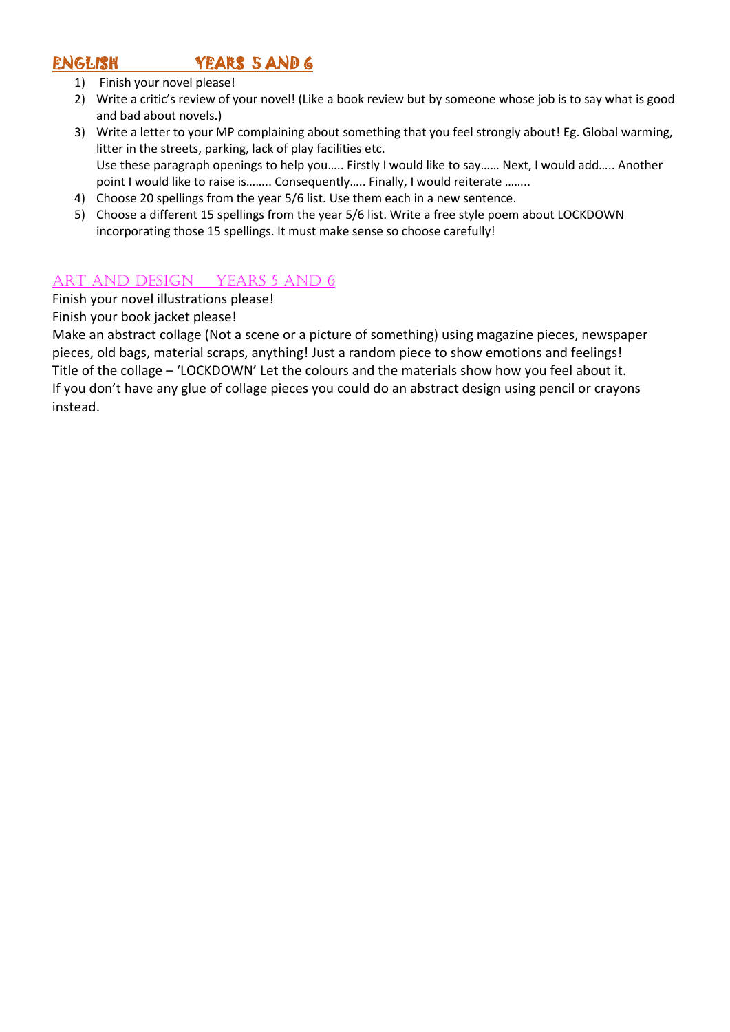## ENGLISH YEARS 5 AND 6

1) Finish your novel please!
2) Write a critic's review of your novel! (Like a book review but by someone whose job is to say what is good and bad about novels.)
3) Write a letter to your MP complaining about something that you feel strongly about! Eg. Global warming, litter in the streets, parking, lack of play facilities etc.
   Use these paragraph openings to help you….. Firstly I would like to say…… Next, I would add….. Another point I would like to raise is…….. Consequently….. Finally, I would reiterate ……..
4) Choose 20 spellings from the year 5/6 list. Use them each in a new sentence.
5) Choose a different 15 spellings from the year 5/6 list. Write a free style poem about LOCKDOWN incorporating those 15 spellings. It must make sense so choose carefully!

## ART AND DESIGN YEARS 5 AND 6

Finish your novel illustrations please!

Finish your book jacket please!

Make an abstract collage (Not a scene or a picture of something) using magazine pieces, newspaper pieces, old bags, material scraps, anything! Just a random piece to show emotions and feelings! Title of the collage – 'LOCKDOWN' Let the colours and the materials show how you feel about it.

If you don't have any glue of collage pieces you could do an abstract design using pencil or crayons instead.